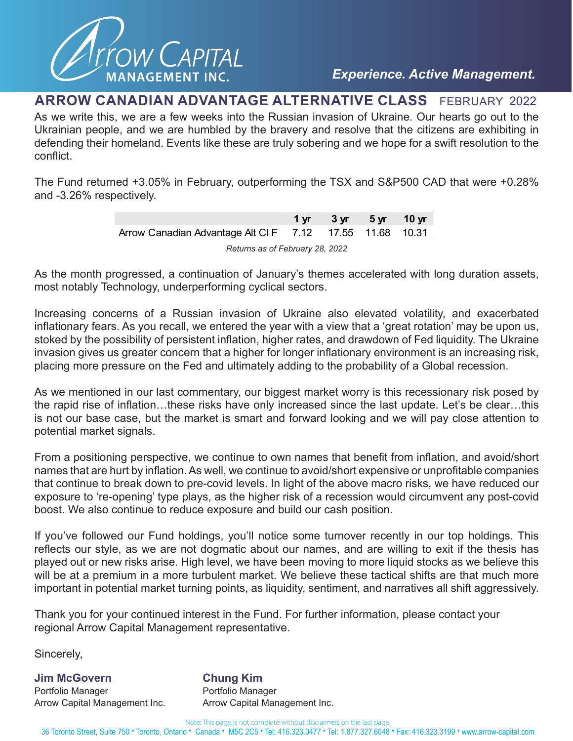# ARROW CANADIAN ADVANTAGE ALTERNATIVE CLASS FEBRUARY 2022

As we write this, we are a few weeks into the Russian invasion of Ukraine. Our hearts go out to the Ukrainian people, and we are humbled by the bravery and resolve that the citizens are exhibiting in defending their homeland. Events like these are truly sobering and we hope for a swift resolution to the conflict.

The Fund returned +3.05% in February, outperforming the TSX and S&P500 CAD that were +0.28% and -3.26% respectively.

| | 1 yr | 3 yr | 5 yr | 10 yr |
|---|---|---|---|---|
| Arrow Canadian Advantage Alt Cl F | 7.12 | 17.55 | 11.68 | 10.31 |

*Returns as of February 28, 2022*

As the month progressed, a continuation of January's themes accelerated with long duration assets, most notably Technology, underperforming cyclical sectors.

Increasing concerns of a Russian invasion of Ukraine also elevated volatility, and exacerbated inflationary fears. As you recall, we entered the year with a view that a 'great rotation' may be upon us, stoked by the possibility of persistent inflation, higher rates, and drawdown of Fed liquidity. The Ukraine invasion gives us greater concern that a higher for longer inflationary environment is an increasing risk, placing more pressure on the Fed and ultimately adding to the probability of a Global recession.

As we mentioned in our last commentary, our biggest market worry is this recessionary risk posed by the rapid rise of inflation…these risks have only increased since the last update. Let's be clear…this is not our base case, but the market is smart and forward looking and we will pay close attention to potential market signals.

From a positioning perspective, we continue to own names that benefit from inflation, and avoid/short names that are hurt by inflation. As well, we continue to avoid/short expensive or unprofitable companies that continue to break down to pre-covid levels. In light of the above macro risks, we have reduced our exposure to 're-opening' type plays, as the higher risk of a recession would circumvent any post-covid boost. We also continue to reduce exposure and build our cash position.

If you've followed our Fund holdings, you'll notice some turnover recently in our top holdings. This reflects our style, as we are not dogmatic about our names, and are willing to exit if the thesis has played out or new risks arise. High level, we have been moving to more liquid stocks as we believe this will be at a premium in a more turbulent market. We believe these tactical shifts are that much more important in potential market turning points, as liquidity, sentiment, and narratives all shift aggressively.

Thank you for your continued interest in the Fund. For further information, please contact your regional Arrow Capital Management representative.

Sincerely,

**Jim McGovern**
Portfolio Manager
Arrow Capital Management Inc.

**Chung Kim**
Portfolio Manager
Arrow Capital Management Inc.

Note: This page is not complete without disclaimers on the last page.

36 Toronto Street, Suite 750 • Toronto, Ontario • Canada • M5C 2C5 • Tel: 416.323.0477 • Tel: 1.877.327.6048 • Fax: 416.323.3199 • www.arrow-capital.com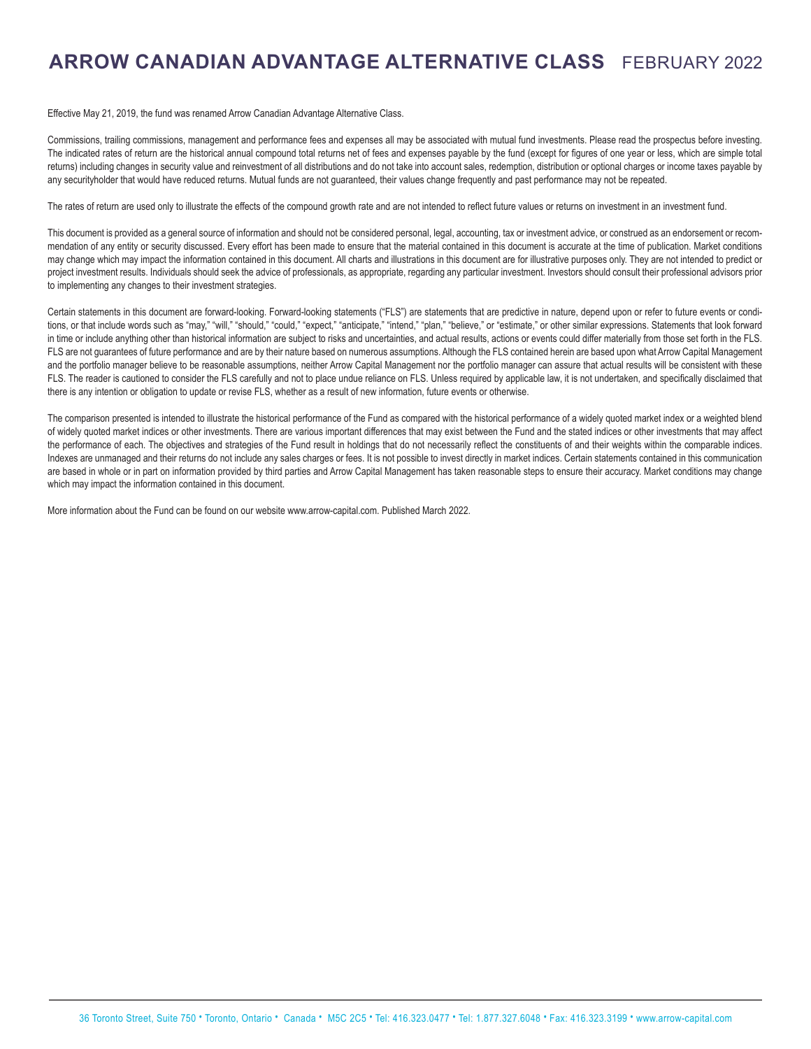Effective May 21, 2019, the fund was renamed Arrow Canadian Advantage Alternative Class.

Commissions, trailing commissions, management and performance fees and expenses all may be associated with mutual fund investments. Please read the prospectus before investing. The indicated rates of return are the historical annual compound total returns net of fees and expenses payable by the fund (except for figures of one year or less, which are simple total returns) including changes in security value and reinvestment of all distributions and do not take into account sales, redemption, distribution or optional charges or income taxes payable by any securityholder that would have reduced returns. Mutual funds are not guaranteed, their values change frequently and past performance may not be repeated.

The rates of return are used only to illustrate the effects of the compound growth rate and are not intended to reflect future values or returns on investment in an investment fund.

This document is provided as a general source of information and should not be considered personal, legal, accounting, tax or investment advice, or construed as an endorsement or recommendation of any entity or security discussed. Every effort has been made to ensure that the material contained in this document is accurate at the time of publication. Market conditions may change which may impact the information contained in this document. All charts and illustrations in this document are for illustrative purposes only. They are not intended to predict or project investment results. Individuals should seek the advice of professionals, as appropriate, regarding any particular investment. Investors should consult their professional advisors prior to implementing any changes to their investment strategies.

Certain statements in this document are forward-looking. Forward-looking statements ("FLS") are statements that are predictive in nature, depend upon or refer to future events or conditions, or that include words such as "may," "will," "should," "could," "expect," "anticipate," "intend," "plan," "believe," or "estimate," or other similar expressions. Statements that look forward in time or include anything other than historical information are subject to risks and uncertainties, and actual results, actions or events could differ materially from those set forth in the FLS. FLS are not guarantees of future performance and are by their nature based on numerous assumptions. Although the FLS contained herein are based upon what Arrow Capital Management and the portfolio manager believe to be reasonable assumptions, neither Arrow Capital Management nor the portfolio manager can assure that actual results will be consistent with these FLS. The reader is cautioned to consider the FLS carefully and not to place undue reliance on FLS. Unless required by applicable law, it is not undertaken, and specifically disclaimed that there is any intention or obligation to update or revise FLS, whether as a result of new information, future events or otherwise.

The comparison presented is intended to illustrate the historical performance of the Fund as compared with the historical performance of a widely quoted market index or a weighted blend of widely quoted market indices or other investments. There are various important differences that may exist between the Fund and the stated indices or other investments that may affect the performance of each. The objectives and strategies of the Fund result in holdings that do not necessarily reflect the constituents of and their weights within the comparable indices. Indexes are unmanaged and their returns do not include any sales charges or fees. It is not possible to invest directly in market indices. Certain statements contained in this communication are based in whole or in part on information provided by third parties and Arrow Capital Management has taken reasonable steps to ensure their accuracy. Market conditions may change which may impact the information contained in this document.

More information about the Fund can be found on our website www.arrow-capital.com. Published March 2022.

36 Toronto Street, Suite 750 • Toronto, Ontario • Canada • M5C 2C5 • Tel: 416.323.0477 • Tel: 1.877.327.6048 • Fax: 416.323.3199 • www.arrow-capital.com